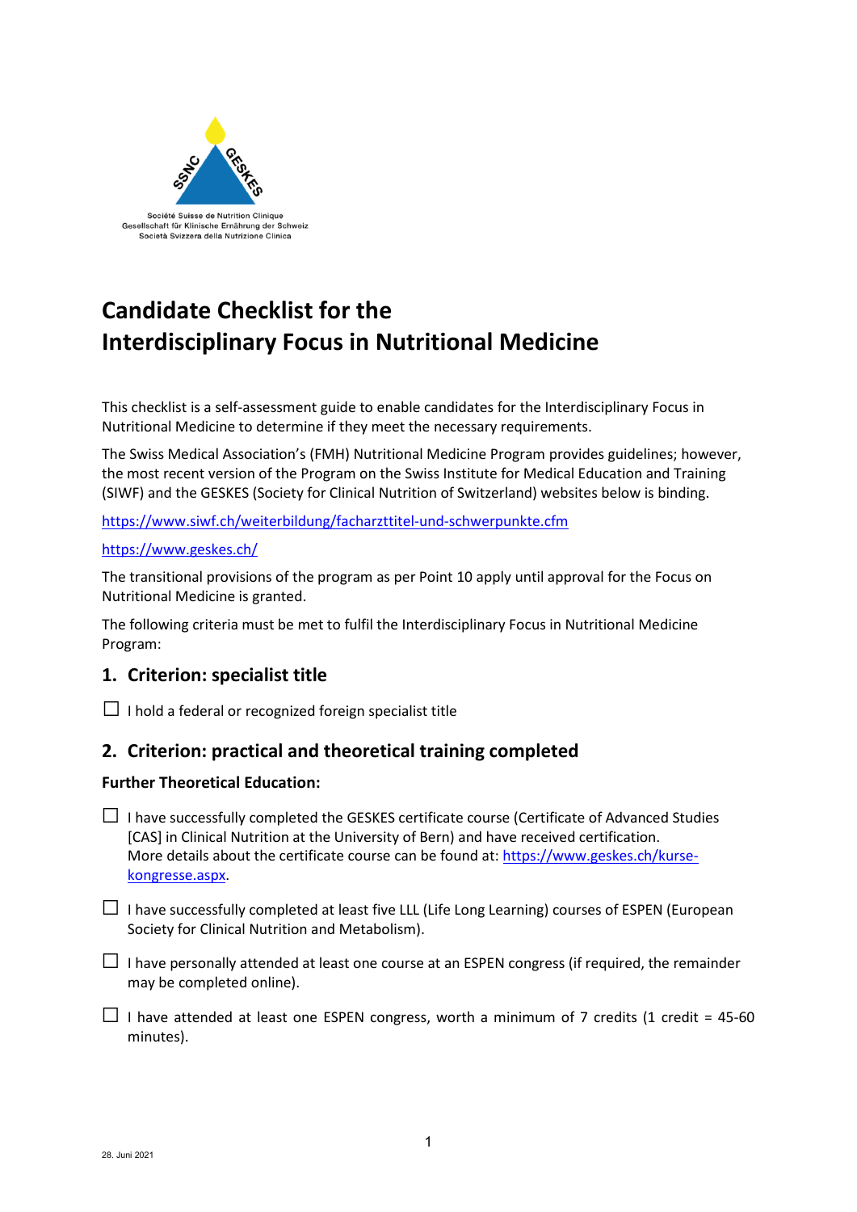Société Suisse de Nutrition Clinique
Gesellschaft für Klinische Ernährung der Schweiz
Società Svizzera della Nutrizione Clinica

# Candidate Checklist for the Interdisciplinary Focus in Nutritional Medicine

This checklist is a self-assessment guide to enable candidates for the Interdisciplinary Focus in Nutritional Medicine to determine if they meet the necessary requirements.

The Swiss Medical Association's (FMH) Nutritional Medicine Program provides guidelines; however, the most recent version of the Program on the Swiss Institute for Medical Education and Training (SIWF) and the GESKES (Society for Clinical Nutrition of Switzerland) websites below is binding.

https://www.siwf.ch/weiterbildung/facharzttitel-und-schwerpunkte.cfm

https://www.geskes.ch/

The transitional provisions of the program as per Point 10 apply until approval for the Focus on Nutritional Medicine is granted.

The following criteria must be met to fulfil the Interdisciplinary Focus in Nutritional Medicine Program:

## 1. Criterion: specialist title

☐ I hold a federal or recognized foreign specialist title

## 2. Criterion: practical and theoretical training completed

**Further Theoretical Education:**

☐ I have successfully completed the GESKES certificate course (Certificate of Advanced Studies [CAS] in Clinical Nutrition at the University of Bern) and have received certification. More details about the certificate course can be found at: https://www.geskes.ch/kurse-kongresse.aspx.

☐ I have successfully completed at least five LLL (Life Long Learning) courses of ESPEN (European Society for Clinical Nutrition and Metabolism).

☐ I have personally attended at least one course at an ESPEN congress (if required, the remainder may be completed online).

☐ I have attended at least one ESPEN congress, worth a minimum of 7 credits (1 credit = 45-60 minutes).

28. Juni 2021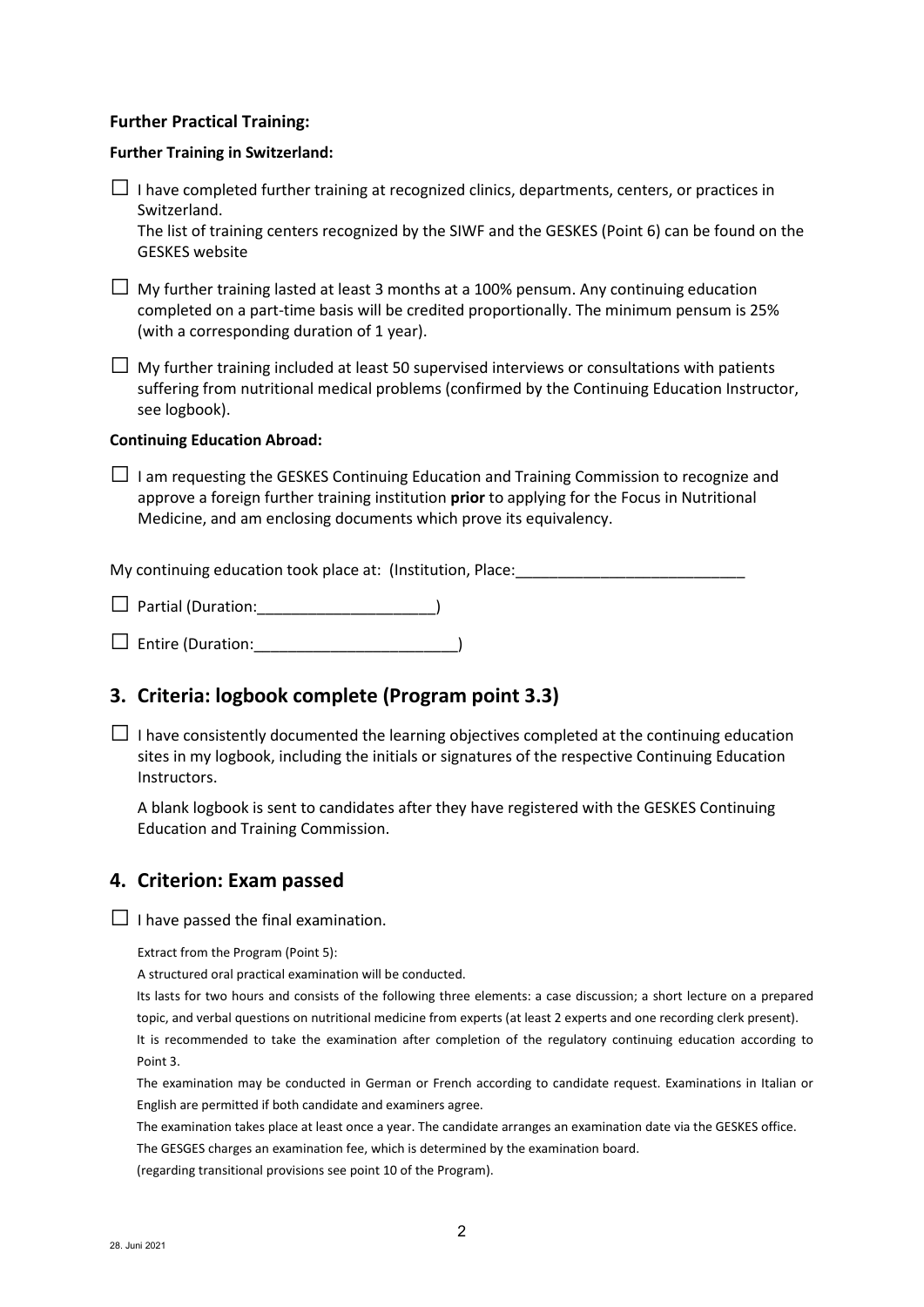**Further Practical Training:**

**Further Training in Switzerland:**

☐ I have completed further training at recognized clinics, departments, centers, or practices in Switzerland.
The list of training centers recognized by the SIWF and the GESKES (Point 6) can be found on the GESKES website

☐ My further training lasted at least 3 months at a 100% pensum. Any continuing education completed on a part-time basis will be credited proportionally. The minimum pensum is 25% (with a corresponding duration of 1 year).

☐ My further training included at least 50 supervised interviews or consultations with patients suffering from nutritional medical problems (confirmed by the Continuing Education Instructor, see logbook).

**Continuing Education Abroad:**

☐ I am requesting the GESKES Continuing Education and Training Commission to recognize and approve a foreign further training institution **prior** to applying for the Focus in Nutritional Medicine, and am enclosing documents which prove its equivalency.

My continuing education took place at: (Institution, Place:___________________________

☐ Partial (Duration:____________________)

☐ Entire (Duration:_______________________)

## 3. Criteria: logbook complete (Program point 3.3)

☐ I have consistently documented the learning objectives completed at the continuing education sites in my logbook, including the initials or signatures of the respective Continuing Education Instructors.

A blank logbook is sent to candidates after they have registered with the GESKES Continuing Education and Training Commission.

## 4. Criterion: Exam passed

☐ I have passed the final examination.

Extract from the Program (Point 5):

A structured oral practical examination will be conducted.

Its lasts for two hours and consists of the following three elements: a case discussion; a short lecture on a prepared topic, and verbal questions on nutritional medicine from experts (at least 2 experts and one recording clerk present).

It is recommended to take the examination after completion of the regulatory continuing education according to Point 3.

The examination may be conducted in German or French according to candidate request. Examinations in Italian or English are permitted if both candidate and examiners agree.

The examination takes place at least once a year. The candidate arranges an examination date via the GESKES office.

The GESGES charges an examination fee, which is determined by the examination board.

(regarding transitional provisions see point 10 of the Program).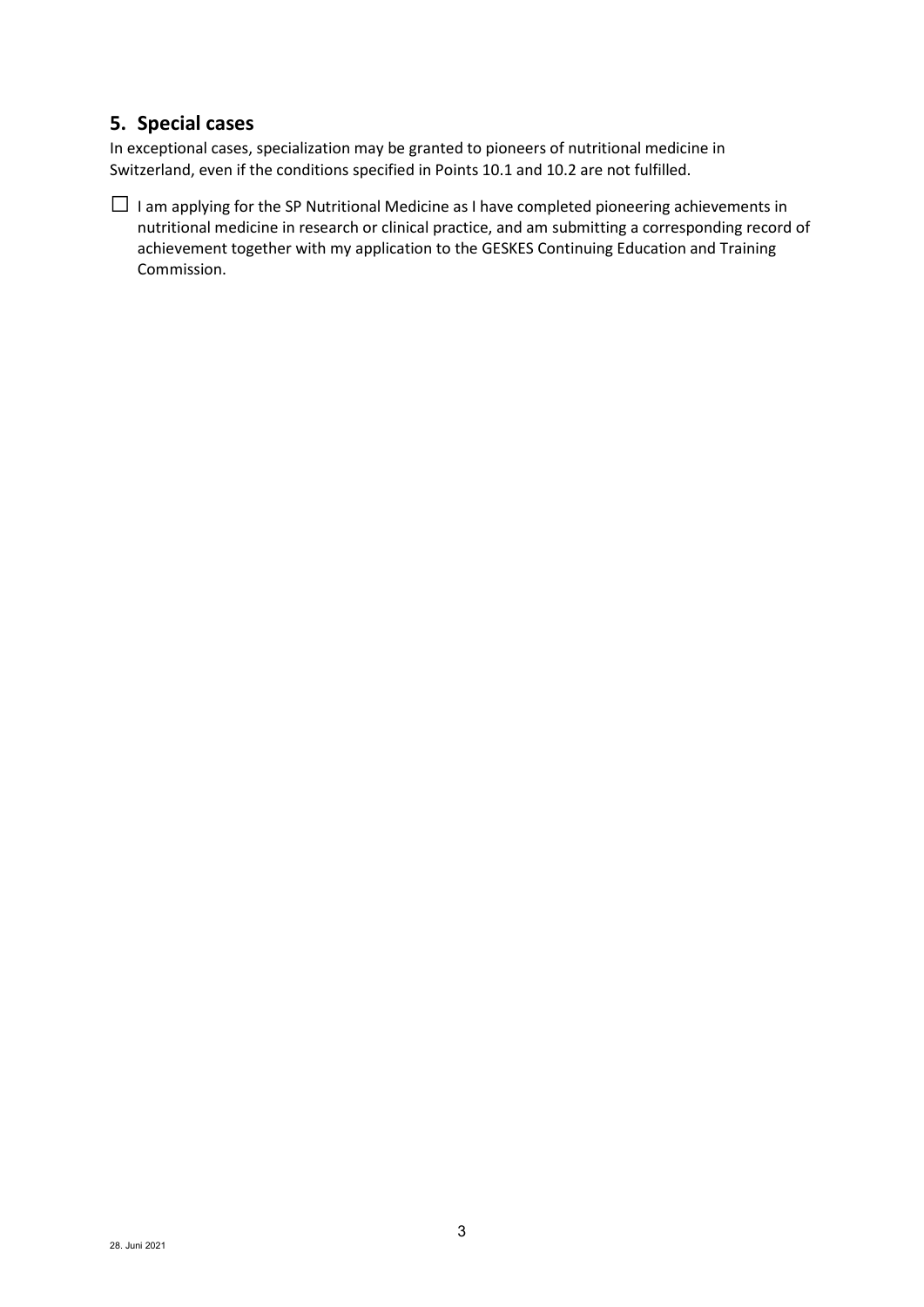## 5. Special cases

In exceptional cases, specialization may be granted to pioneers of nutritional medicine in Switzerland, even if the conditions specified in Points 10.1 and 10.2 are not fulfilled.

☐ I am applying for the SP Nutritional Medicine as I have completed pioneering achievements in nutritional medicine in research or clinical practice, and am submitting a corresponding record of achievement together with my application to the GESKES Continuing Education and Training Commission.